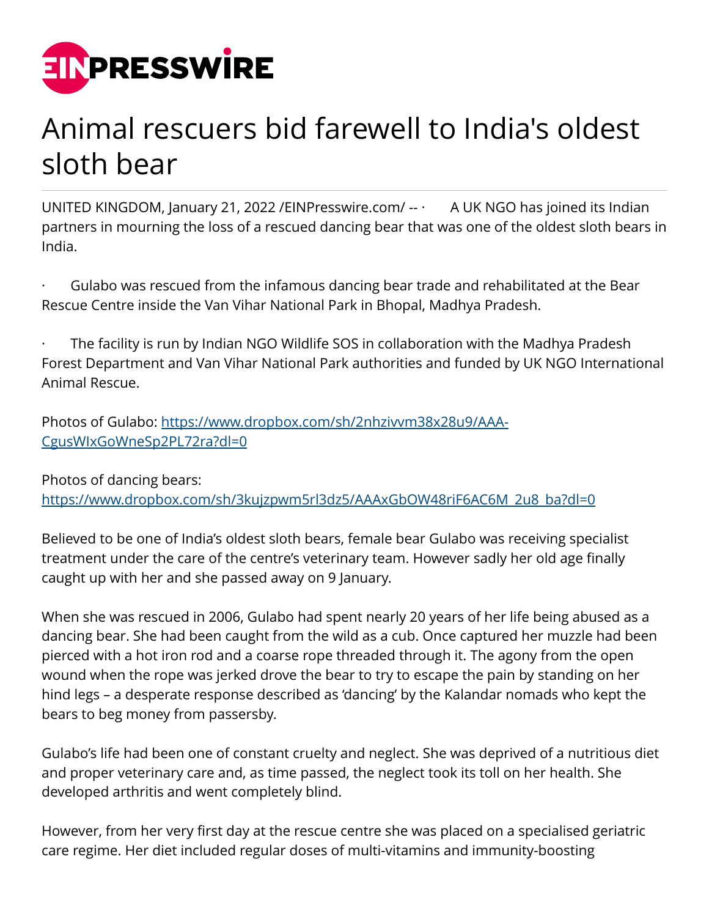# Animal rescuers bid farewell to India's oldest sloth bear

UNITED KINGDOM, January 21, 2022 /EINPresswire.com/ -- · A UK NGO has joined its Indian partners in mourning the loss of a rescued dancing bear that was one of the oldest sloth bears in India.

· Gulabo was rescued from the infamous dancing bear trade and rehabilitated at the Bear Rescue Centre inside the Van Vihar National Park in Bhopal, Madhya Pradesh.

· The facility is run by Indian NGO Wildlife SOS in collaboration with the Madhya Pradesh Forest Department and Van Vihar National Park authorities and funded by UK NGO International Animal Rescue.

Photos of Gulabo: [https://www.dropbox.com/sh/2nhzivvm38x28u9/AAA-CgusWIxGoWneSp2PL72ra?dl=0](https://www.dropbox.com/sh/2nhzivvm38x28u9/AAA-CgusWIxGoWneSp2PL72ra?dl=0)

Photos of dancing bears: [https://www.dropbox.com/sh/3kujzpwm5rl3dz5/AAAxGbOW48riF6AC6M_2u8_ba?dl=0](https://www.dropbox.com/sh/3kujzpwm5rl3dz5/AAAxGbOW48riF6AC6M_2u8_ba?dl=0)

Believed to be one of India's oldest sloth bears, female bear Gulabo was receiving specialist treatment under the care of the centre's veterinary team. However sadly her old age finally caught up with her and she passed away on 9 January.

When she was rescued in 2006, Gulabo had spent nearly 20 years of her life being abused as a dancing bear. She had been caught from the wild as a cub. Once captured her muzzle had been pierced with a hot iron rod and a coarse rope threaded through it. The agony from the open wound when the rope was jerked drove the bear to try to escape the pain by standing on her hind legs – a desperate response described as 'dancing' by the Kalandar nomads who kept the bears to beg money from passersby.

Gulabo's life had been one of constant cruelty and neglect. She was deprived of a nutritious diet and proper veterinary care and, as time passed, the neglect took its toll on her health. She developed arthritis and went completely blind.

However, from her very first day at the rescue centre she was placed on a specialised geriatric care regime. Her diet included regular doses of multi-vitamins and immunity-boosting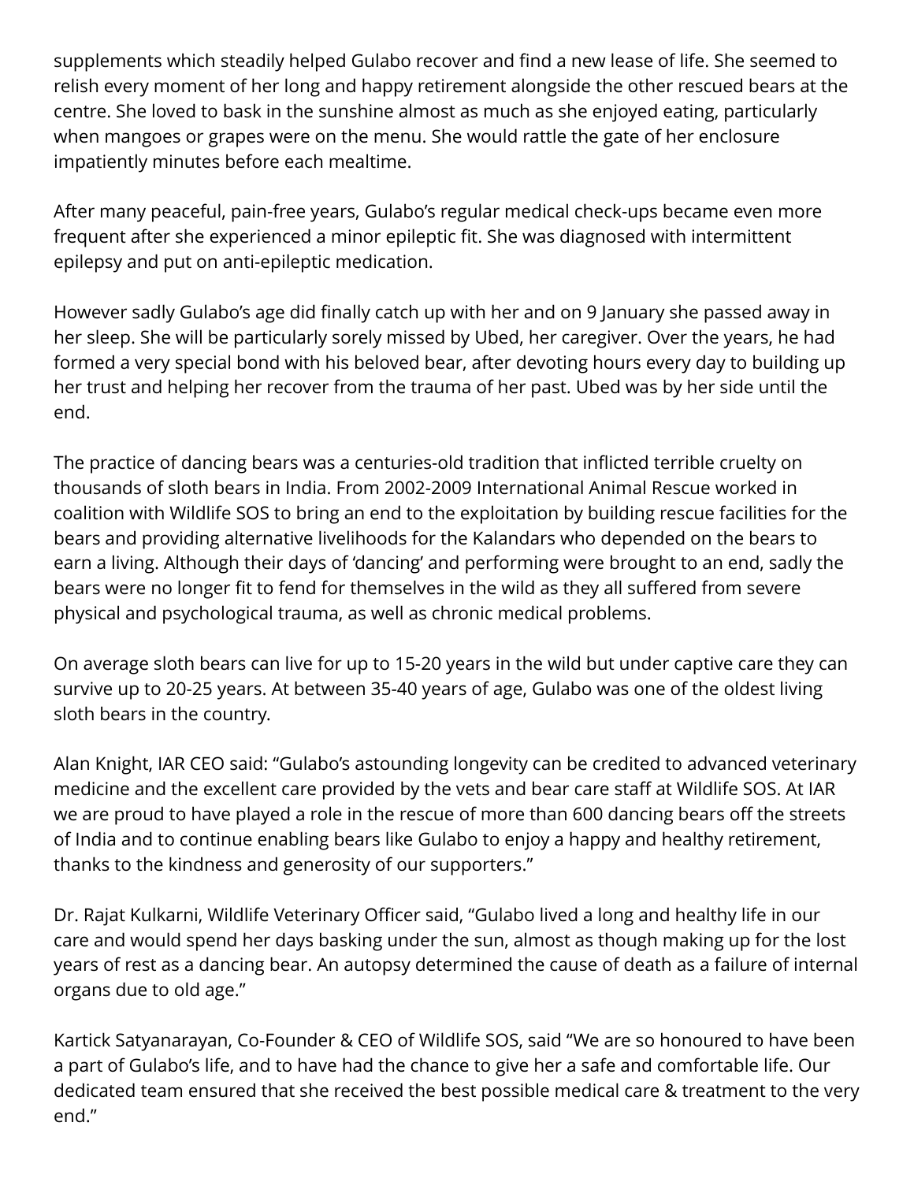supplements which steadily helped Gulabo recover and find a new lease of life. She seemed to relish every moment of her long and happy retirement alongside the other rescued bears at the centre. She loved to bask in the sunshine almost as much as she enjoyed eating, particularly when mangoes or grapes were on the menu. She would rattle the gate of her enclosure impatiently minutes before each mealtime.

After many peaceful, pain-free years, Gulabo's regular medical check-ups became even more frequent after she experienced a minor epileptic fit. She was diagnosed with intermittent epilepsy and put on anti-epileptic medication.

However sadly Gulabo's age did finally catch up with her and on 9 January she passed away in her sleep. She will be particularly sorely missed by Ubed, her caregiver. Over the years, he had formed a very special bond with his beloved bear, after devoting hours every day to building up her trust and helping her recover from the trauma of her past. Ubed was by her side until the end.

The practice of dancing bears was a centuries-old tradition that inflicted terrible cruelty on thousands of sloth bears in India. From 2002-2009 International Animal Rescue worked in coalition with Wildlife SOS to bring an end to the exploitation by building rescue facilities for the bears and providing alternative livelihoods for the Kalandars who depended on the bears to earn a living. Although their days of 'dancing' and performing were brought to an end, sadly the bears were no longer fit to fend for themselves in the wild as they all suffered from severe physical and psychological trauma, as well as chronic medical problems.

On average sloth bears can live for up to 15-20 years in the wild but under captive care they can survive up to 20-25 years. At between 35-40 years of age, Gulabo was one of the oldest living sloth bears in the country.

Alan Knight, IAR CEO said: "Gulabo's astounding longevity can be credited to advanced veterinary medicine and the excellent care provided by the vets and bear care staff at Wildlife SOS. At IAR we are proud to have played a role in the rescue of more than 600 dancing bears off the streets of India and to continue enabling bears like Gulabo to enjoy a happy and healthy retirement, thanks to the kindness and generosity of our supporters."

Dr. Rajat Kulkarni, Wildlife Veterinary Officer said, "Gulabo lived a long and healthy life in our care and would spend her days basking under the sun, almost as though making up for the lost years of rest as a dancing bear. An autopsy determined the cause of death as a failure of internal organs due to old age."

Kartick Satyanarayan, Co-Founder & CEO of Wildlife SOS, said "We are so honoured to have been a part of Gulabo's life, and to have had the chance to give her a safe and comfortable life. Our dedicated team ensured that she received the best possible medical care & treatment to the very end."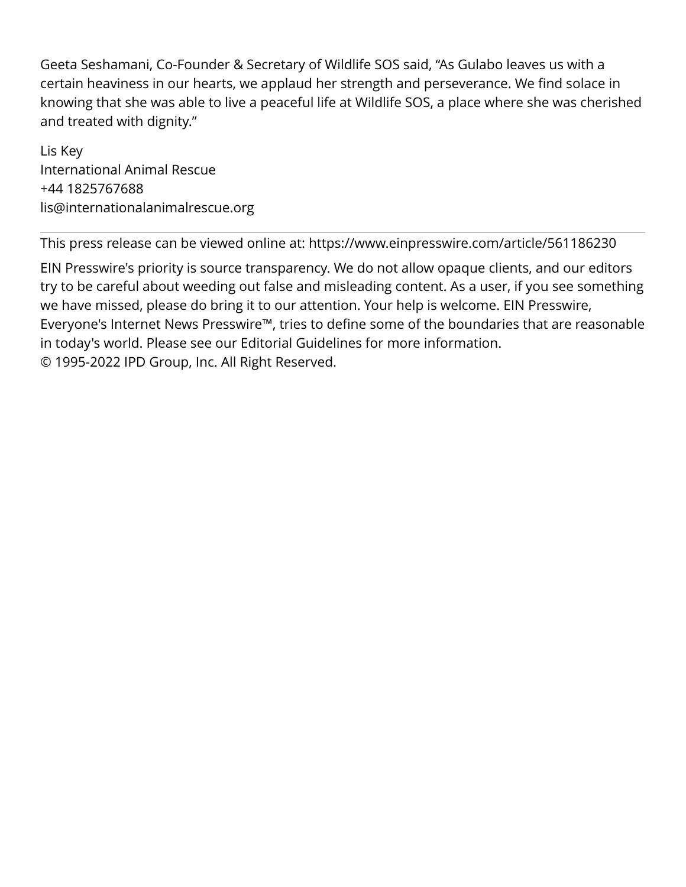Geeta Seshamani, Co-Founder & Secretary of Wildlife SOS said, “As Gulabo leaves us with a certain heaviness in our hearts, we applaud her strength and perseverance. We find solace in knowing that she was able to live a peaceful life at Wildlife SOS, a place where she was cherished and treated with dignity.”

Lis Key  
International Animal Rescue  
+44 1825767688  
lis@internationalanimalrescue.org

---

This press release can be viewed online at: https://www.einpresswire.com/article/561186230

EIN Presswire's priority is source transparency. We do not allow opaque clients, and our editors try to be careful about weeding out false and misleading content. As a user, if you see something we have missed, please do bring it to our attention. Your help is welcome. EIN Presswire, Everyone's Internet News Presswire™, tries to define some of the boundaries that are reasonable in today's world. Please see our Editorial Guidelines for more information.  
© 1995-2022 IPD Group, Inc. All Right Reserved.